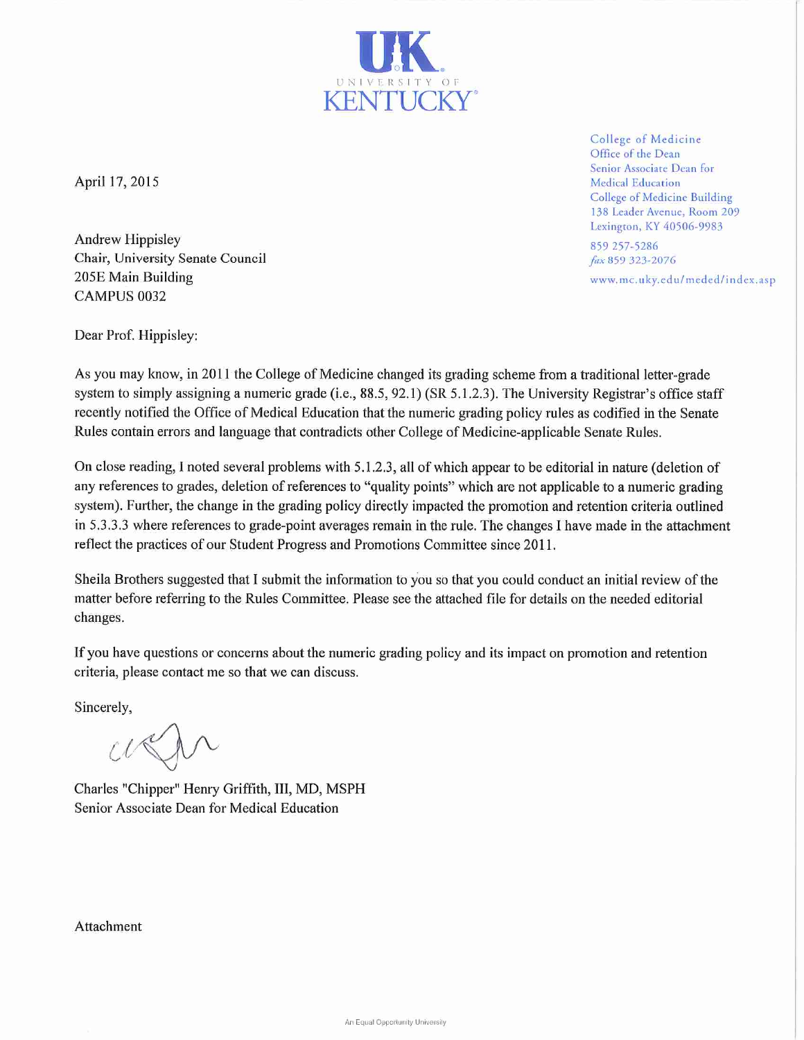UK
UNIVERSITY OF
KENTUCKY

College of Medicine
Office of the Dean
Senior Associate Dean for
Medical Education
College of Medicine Building
138 Leader Avenue, Room 209
Lexington, KY 40506-9983

859 257-5286
*fax* 859 323-2076

www.mc.uky.edu/meded/index.asp

April 17, 2015

Andrew Hippisley
Chair, University Senate Council
205E Main Building
CAMPUS 0032

Dear Prof. Hippisley:

As you may know, in 2011 the College of Medicine changed its grading scheme from a traditional letter-grade system to simply assigning a numeric grade (i.e., 88.5, 92.1) (SR 5.1.2.3). The University Registrar's office staff recently notified the Office of Medical Education that the numeric grading policy rules as codified in the Senate Rules contain errors and language that contradicts other College of Medicine-applicable Senate Rules.

On close reading, I noted several problems with 5.1.2.3, all of which appear to be editorial in nature (deletion of any references to grades, deletion of references to "quality points" which are not applicable to a numeric grading system). Further, the change in the grading policy directly impacted the promotion and retention criteria outlined in 5.3.3.3 where references to grade-point averages remain in the rule. The changes I have made in the attachment reflect the practices of our Student Progress and Promotions Committee since 2011.

Sheila Brothers suggested that I submit the information to you so that you could conduct an initial review of the matter before referring to the Rules Committee. Please see the attached file for details on the needed editorial changes.

If you have questions or concerns about the numeric grading policy and its impact on promotion and retention criteria, please contact me so that we can discuss.

Sincerely,

Charles "Chipper" Henry Griffith, III, MD, MSPH
Senior Associate Dean for Medical Education

Attachment

An Equal Opportunity University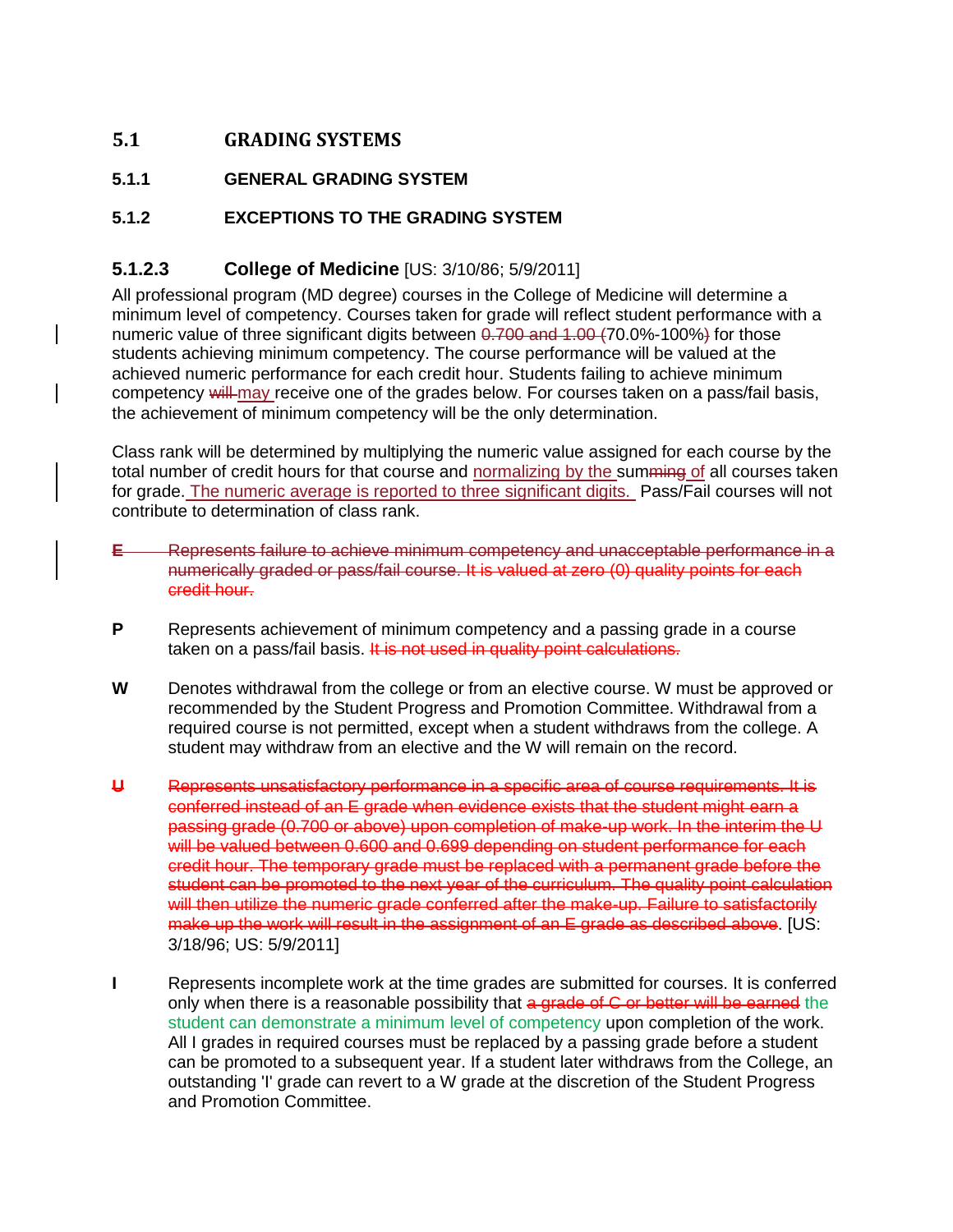# 5.1 GRADING SYSTEMS

## 5.1.1 GENERAL GRADING SYSTEM

## 5.1.2 EXCEPTIONS TO THE GRADING SYSTEM

### 5.1.2.3 College of Medicine [US: 3/10/86; 5/9/2011]

All professional program (MD degree) courses in the College of Medicine will determine a minimum level of competency. Courses taken for grade will reflect student performance with a numeric value of three significant digits between ~~0.700 and 1.00 (~~70.0%-100%~~)~~ for those students achieving minimum competency. The course performance will be valued at the achieved numeric performance for each credit hour. Students failing to achieve minimum competency ~~will~~ may receive one of the grades below. For courses taken on a pass/fail basis, the achievement of minimum competency will be the only determination.

Class rank will be determined by multiplying the numeric value assigned for each course by the total number of credit hours for that course and normalizing by the sum~~ming~~ of all courses taken for grade. The numeric average is reported to three significant digits. Pass/Fail courses will not contribute to determination of class rank.

~~**E** Represents failure to achieve minimum competency and unacceptable performance in a numerically graded or pass/fail course. It is valued at zero (0) quality points for each credit hour.~~

**P** Represents achievement of minimum competency and a passing grade in a course taken on a pass/fail basis. ~~It is not used in quality point calculations.~~

**W** Denotes withdrawal from the college or from an elective course. W must be approved or recommended by the Student Progress and Promotion Committee. Withdrawal from a required course is not permitted, except when a student withdraws from the college. A student may withdraw from an elective and the W will remain on the record.

~~**U** Represents unsatisfactory performance in a specific area of course requirements. It is conferred instead of an E grade when evidence exists that the student might earn a passing grade (0.700 or above) upon completion of make-up work. In the interim the U will be valued between 0.600 and 0.699 depending on student performance for each credit hour. The temporary grade must be replaced with a permanent grade before the student can be promoted to the next year of the curriculum. The quality point calculation will then utilize the numeric grade conferred after the make-up. Failure to satisfactorily make up the work will result in the assignment of an E grade as described above~~. [US: 3/18/96; US: 5/9/2011]

**I** Represents incomplete work at the time grades are submitted for courses. It is conferred only when there is a reasonable possibility that ~~a grade of C or better will be earned~~ the student can demonstrate a minimum level of competency upon completion of the work. All I grades in required courses must be replaced by a passing grade before a student can be promoted to a subsequent year. If a student later withdraws from the College, an outstanding 'I' grade can revert to a W grade at the discretion of the Student Progress and Promotion Committee.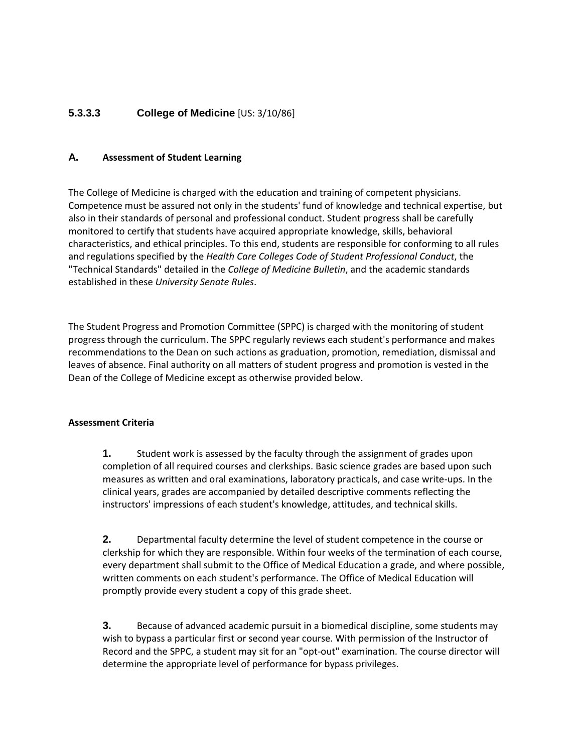## 5.3.3.3 College of Medicine [US: 3/10/86]

### A. Assessment of Student Learning

The College of Medicine is charged with the education and training of competent physicians. Competence must be assured not only in the students' fund of knowledge and technical expertise, but also in their standards of personal and professional conduct. Student progress shall be carefully monitored to certify that students have acquired appropriate knowledge, skills, behavioral characteristics, and ethical principles. To this end, students are responsible for conforming to all rules and regulations specified by the *Health Care Colleges Code of Student Professional Conduct*, the "Technical Standards" detailed in the *College of Medicine Bulletin*, and the academic standards established in these *University Senate Rules*.

The Student Progress and Promotion Committee (SPPC) is charged with the monitoring of student progress through the curriculum. The SPPC regularly reviews each student's performance and makes recommendations to the Dean on such actions as graduation, promotion, remediation, dismissal and leaves of absence. Final authority on all matters of student progress and promotion is vested in the Dean of the College of Medicine except as otherwise provided below.

**Assessment Criteria**

**1.** Student work is assessed by the faculty through the assignment of grades upon completion of all required courses and clerkships. Basic science grades are based upon such measures as written and oral examinations, laboratory practicals, and case write-ups. In the clinical years, grades are accompanied by detailed descriptive comments reflecting the instructors' impressions of each student's knowledge, attitudes, and technical skills.

**2.** Departmental faculty determine the level of student competence in the course or clerkship for which they are responsible. Within four weeks of the termination of each course, every department shall submit to the Office of Medical Education a grade, and where possible, written comments on each student's performance. The Office of Medical Education will promptly provide every student a copy of this grade sheet.

**3.** Because of advanced academic pursuit in a biomedical discipline, some students may wish to bypass a particular first or second year course. With permission of the Instructor of Record and the SPPC, a student may sit for an "opt-out" examination. The course director will determine the appropriate level of performance for bypass privileges.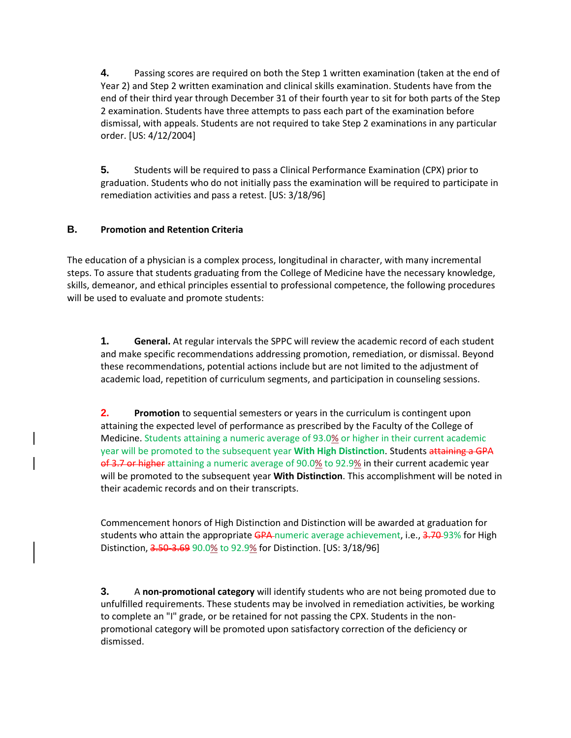**4.** Passing scores are required on both the Step 1 written examination (taken at the end of Year 2) and Step 2 written examination and clinical skills examination. Students have from the end of their third year through December 31 of their fourth year to sit for both parts of the Step 2 examination. Students have three attempts to pass each part of the examination before dismissal, with appeals. Students are not required to take Step 2 examinations in any particular order. [US: 4/12/2004]

**5.** Students will be required to pass a Clinical Performance Examination (CPX) prior to graduation. Students who do not initially pass the examination will be required to participate in remediation activities and pass a retest. [US: 3/18/96]

### B. Promotion and Retention Criteria

The education of a physician is a complex process, longitudinal in character, with many incremental steps. To assure that students graduating from the College of Medicine have the necessary knowledge, skills, demeanor, and ethical principles essential to professional competence, the following procedures will be used to evaluate and promote students:

**1. General.** At regular intervals the SPPC will review the academic record of each student and make specific recommendations addressing promotion, remediation, or dismissal. Beyond these recommendations, potential actions include but are not limited to the adjustment of academic load, repetition of curriculum segments, and participation in counseling sessions.

**2. Promotion** to sequential semesters or years in the curriculum is contingent upon attaining the expected level of performance as prescribed by the Faculty of the College of Medicine. Students attaining a numeric average of 93.0% or higher in their current academic year will be promoted to the subsequent year **With High Distinction**. Students ~~attaining a GPA of 3.7 or higher~~ attaining a numeric average of 90.0% to 92.9% in their current academic year will be promoted to the subsequent year **With Distinction**. This accomplishment will be noted in their academic records and on their transcripts.

Commencement honors of High Distinction and Distinction will be awarded at graduation for students who attain the appropriate ~~GPA~~ numeric average achievement, i.e., ~~3.70~~ 93% for High Distinction, ~~3.50-3.69~~ 90.0% to 92.9% for Distinction. [US: 3/18/96]

**3.** A **non-promotional category** will identify students who are not being promoted due to unfulfilled requirements. These students may be involved in remediation activities, be working to complete an "I" grade, or be retained for not passing the CPX. Students in the non-promotional category will be promoted upon satisfactory correction of the deficiency or dismissed.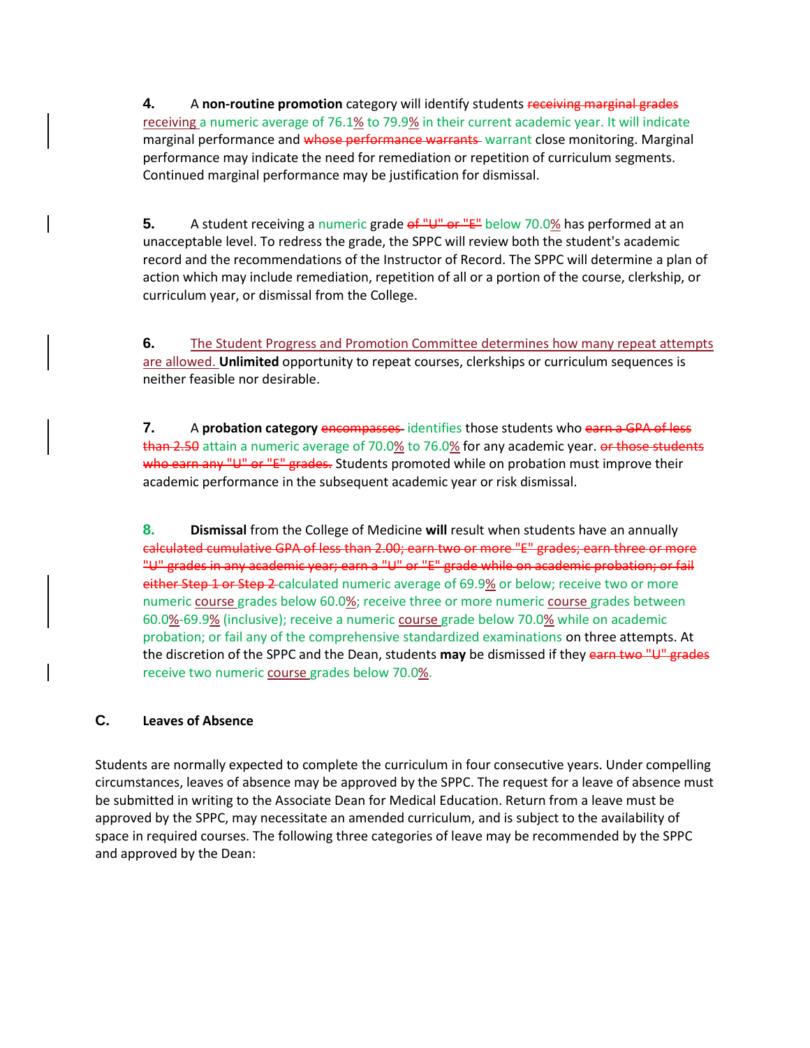**4.** A **non-routine promotion** category will identify students ~~receiving marginal grades~~ receiving a numeric average of 76.1% to 79.9% in their current academic year. It will indicate marginal performance and ~~whose performance warrants~~ warrant close monitoring. Marginal performance may indicate the need for remediation or repetition of curriculum segments. Continued marginal performance may be justification for dismissal.

**5.** A student receiving a numeric grade ~~of "U" or "E"~~ below 70.0% has performed at an unacceptable level. To redress the grade, the SPPC will review both the student's academic record and the recommendations of the Instructor of Record. The SPPC will determine a plan of action which may include remediation, repetition of all or a portion of the course, clerkship, or curriculum year, or dismissal from the College.

**6.** The Student Progress and Promotion Committee determines how many repeat attempts are allowed. **Unlimited** opportunity to repeat courses, clerkships or curriculum sequences is neither feasible nor desirable.

**7.** A **probation category** ~~encompasses~~ identifies those students who ~~earn a GPA of less than 2.50~~ attain a numeric average of 70.0% to 76.0% for any academic year. ~~or those students who earn any "U" or "E" grades.~~ Students promoted while on probation must improve their academic performance in the subsequent academic year or risk dismissal.

**8.** **Dismissal** from the College of Medicine **will** result when students have an annually ~~calculated cumulative GPA of less than 2.00; earn two or more "E" grades; earn three or more "U" grades in any academic year; earn a "U" or "E" grade while on academic probation; or fail either Step 1 or Step 2~~ calculated numeric average of 69.9% or below; receive two or more numeric course grades below 60.0%; receive three or more numeric course grades between 60.0%-69.9% (inclusive); receive a numeric course grade below 70.0% while on academic probation; or fail any of the comprehensive standardized examinations on three attempts. At the discretion of the SPPC and the Dean, students **may** be dismissed if they ~~earn two "U" grades~~ receive two numeric course grades below 70.0%.

## C. Leaves of Absence

Students are normally expected to complete the curriculum in four consecutive years. Under compelling circumstances, leaves of absence may be approved by the SPPC. The request for a leave of absence must be submitted in writing to the Associate Dean for Medical Education. Return from a leave must be approved by the SPPC, may necessitate an amended curriculum, and is subject to the availability of space in required courses. The following three categories of leave may be recommended by the SPPC and approved by the Dean: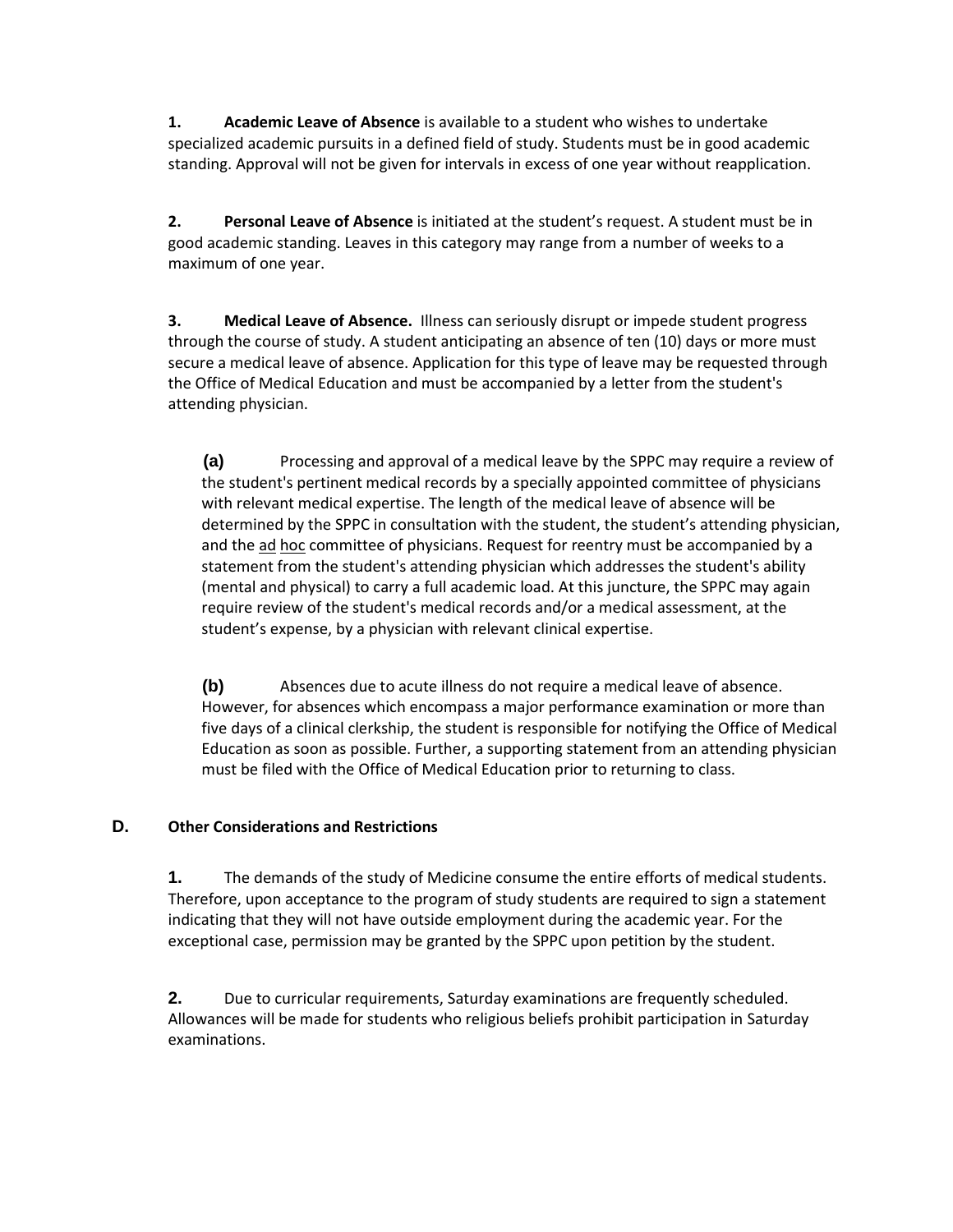**1.** **Academic Leave of Absence** is available to a student who wishes to undertake specialized academic pursuits in a defined field of study. Students must be in good academic standing. Approval will not be given for intervals in excess of one year without reapplication.

**2.** **Personal Leave of Absence** is initiated at the student's request. A student must be in good academic standing. Leaves in this category may range from a number of weeks to a maximum of one year.

**3.** **Medical Leave of Absence.** Illness can seriously disrupt or impede student progress through the course of study. A student anticipating an absence of ten (10) days or more must secure a medical leave of absence. Application for this type of leave may be requested through the Office of Medical Education and must be accompanied by a letter from the student's attending physician.

**(a)** Processing and approval of a medical leave by the SPPC may require a review of the student's pertinent medical records by a specially appointed committee of physicians with relevant medical expertise. The length of the medical leave of absence will be determined by the SPPC in consultation with the student, the student's attending physician, and the ad hoc committee of physicians. Request for reentry must be accompanied by a statement from the student's attending physician which addresses the student's ability (mental and physical) to carry a full academic load. At this juncture, the SPPC may again require review of the student's medical records and/or a medical assessment, at the student's expense, by a physician with relevant clinical expertise.

**(b)** Absences due to acute illness do not require a medical leave of absence. However, for absences which encompass a major performance examination or more than five days of a clinical clerkship, the student is responsible for notifying the Office of Medical Education as soon as possible. Further, a supporting statement from an attending physician must be filed with the Office of Medical Education prior to returning to class.

### D. Other Considerations and Restrictions

**1.** The demands of the study of Medicine consume the entire efforts of medical students. Therefore, upon acceptance to the program of study students are required to sign a statement indicating that they will not have outside employment during the academic year. For the exceptional case, permission may be granted by the SPPC upon petition by the student.

**2.** Due to curricular requirements, Saturday examinations are frequently scheduled. Allowances will be made for students who religious beliefs prohibit participation in Saturday examinations.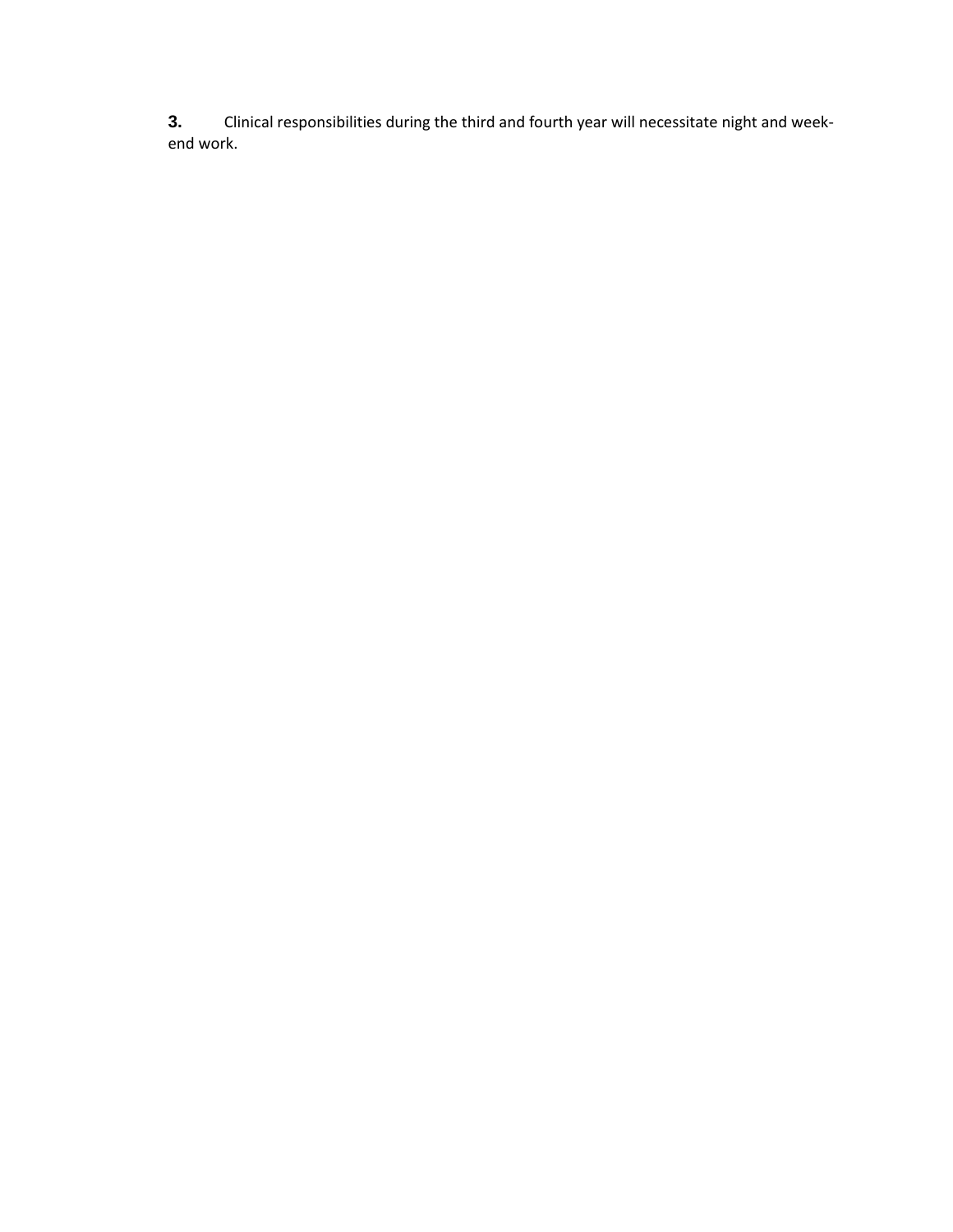**3.** Clinical responsibilities during the third and fourth year will necessitate night and week-end work.